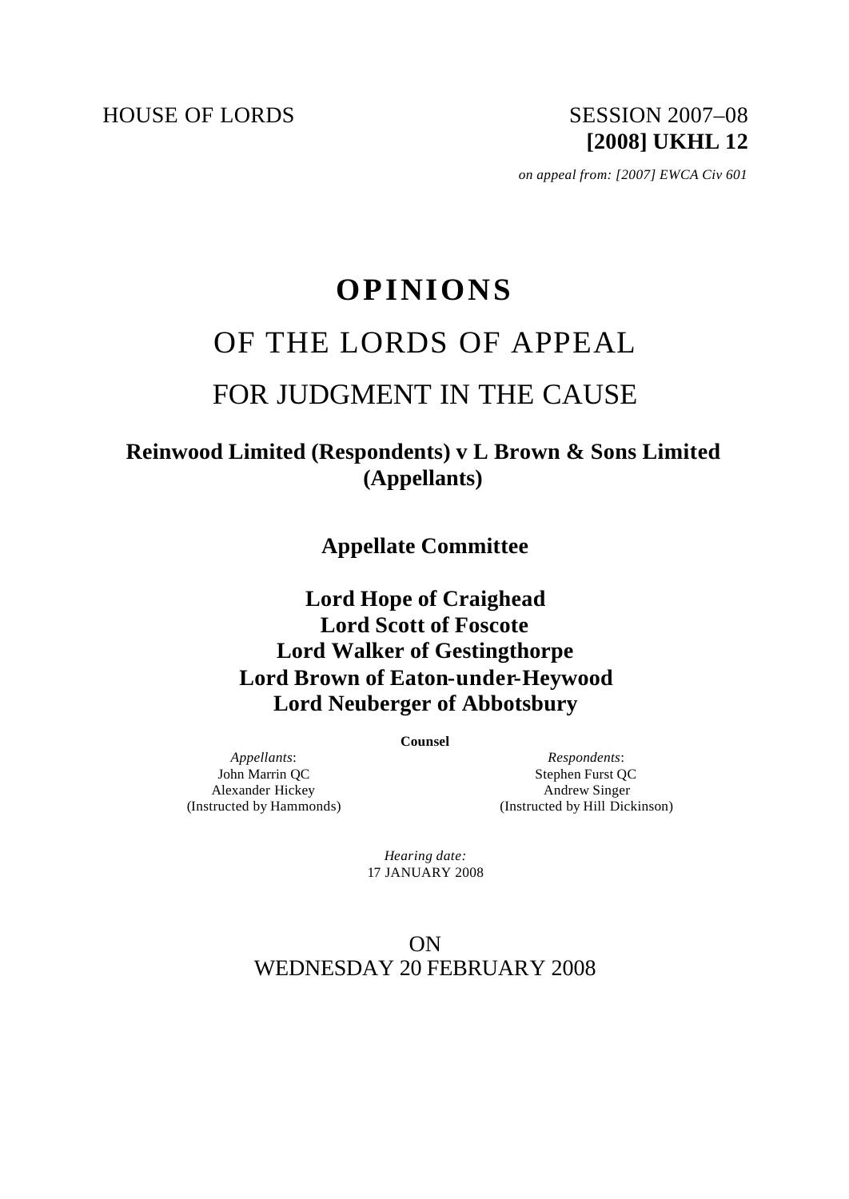HOUSE OF LORDS

SESSION 2007–08
**[2008] UKHL 12**

*on appeal from: [2007] EWCA Civ 601*

# OPINIONS

## OF THE LORDS OF APPEAL

## FOR JUDGMENT IN THE CAUSE

### Reinwood Limited (Respondents) v L Brown & Sons Limited (Appellants)

### Appellate Committee

**Lord Hope of Craighead**
**Lord Scott of Foscote**
**Lord Walker of Gestingthorpe**
**Lord Brown of Eaton-under-Heywood**
**Lord Neuberger of Abbotsbury**

**Counsel**

*Appellants*:
John Marrin QC
Alexander Hickey
(Instructed by Hammonds)

*Respondents*:
Stephen Furst QC
Andrew Singer
(Instructed by Hill Dickinson)

*Hearing date:*
17 JANUARY 2008

ON
WEDNESDAY 20 FEBRUARY 2008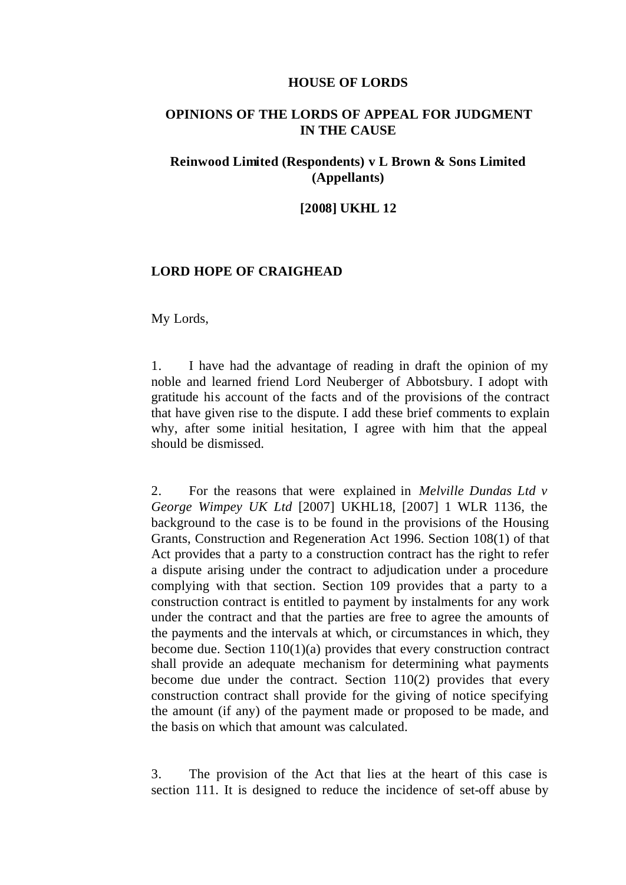**HOUSE OF LORDS**

**OPINIONS OF THE LORDS OF APPEAL FOR JUDGMENT IN THE CAUSE**

**Reinwood Limited (Respondents) v L Brown & Sons Limited (Appellants)**

**[2008] UKHL 12**

**LORD HOPE OF CRAIGHEAD**

My Lords,

1. I have had the advantage of reading in draft the opinion of my noble and learned friend Lord Neuberger of Abbotsbury. I adopt with gratitude his account of the facts and of the provisions of the contract that have given rise to the dispute. I add these brief comments to explain why, after some initial hesitation, I agree with him that the appeal should be dismissed.

2. For the reasons that were explained in *Melville Dundas Ltd v George Wimpey UK Ltd* [2007] UKHL18, [2007] 1 WLR 1136, the background to the case is to be found in the provisions of the Housing Grants, Construction and Regeneration Act 1996. Section 108(1) of that Act provides that a party to a construction contract has the right to refer a dispute arising under the contract to adjudication under a procedure complying with that section. Section 109 provides that a party to a construction contract is entitled to payment by instalments for any work under the contract and that the parties are free to agree the amounts of the payments and the intervals at which, or circumstances in which, they become due. Section 110(1)(a) provides that every construction contract shall provide an adequate mechanism for determining what payments become due under the contract. Section 110(2) provides that every construction contract shall provide for the giving of notice specifying the amount (if any) of the payment made or proposed to be made, and the basis on which that amount was calculated.

3. The provision of the Act that lies at the heart of this case is section 111. It is designed to reduce the incidence of set-off abuse by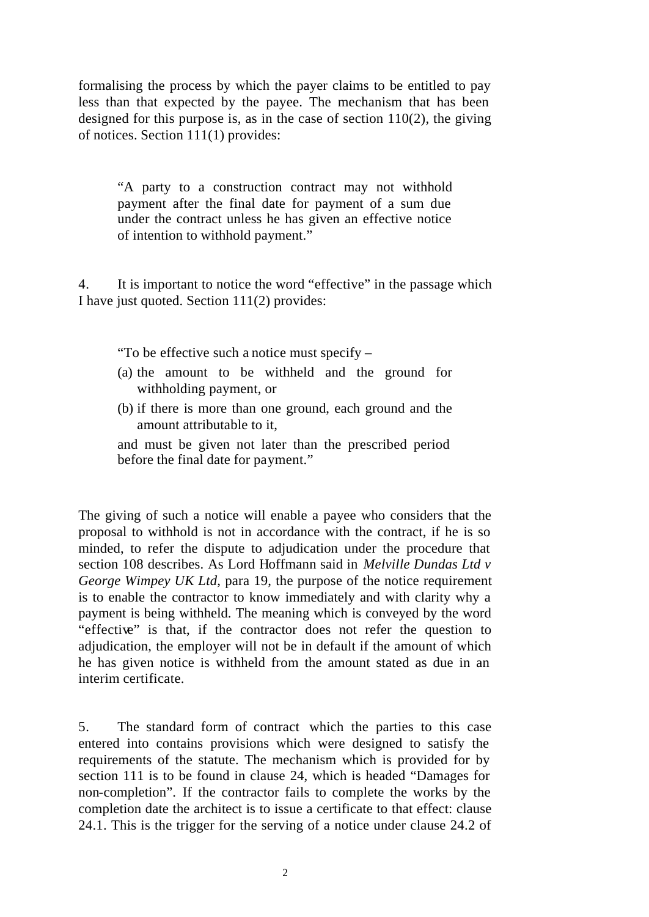formalising the process by which the payer claims to be entitled to pay less than that expected by the payee. The mechanism that has been designed for this purpose is, as in the case of section 110(2), the giving of notices. Section 111(1) provides:

> "A party to a construction contract may not withhold payment after the final date for payment of a sum due under the contract unless he has given an effective notice of intention to withhold payment."

4. It is important to notice the word "effective" in the passage which I have just quoted. Section 111(2) provides:

> "To be effective such a notice must specify –
>
> (a) the amount to be withheld and the ground for withholding payment, or
>
> (b) if there is more than one ground, each ground and the amount attributable to it,
>
> and must be given not later than the prescribed period before the final date for payment."

The giving of such a notice will enable a payee who considers that the proposal to withhold is not in accordance with the contract, if he is so minded, to refer the dispute to adjudication under the procedure that section 108 describes. As Lord Hoffmann said in *Melville Dundas Ltd v George Wimpey UK Ltd*, para 19, the purpose of the notice requirement is to enable the contractor to know immediately and with clarity why a payment is being withheld. The meaning which is conveyed by the word "effective" is that, if the contractor does not refer the question to adjudication, the employer will not be in default if the amount of which he has given notice is withheld from the amount stated as due in an interim certificate.

5. The standard form of contract which the parties to this case entered into contains provisions which were designed to satisfy the requirements of the statute. The mechanism which is provided for by section 111 is to be found in clause 24, which is headed "Damages for non-completion". If the contractor fails to complete the works by the completion date the architect is to issue a certificate to that effect: clause 24.1. This is the trigger for the serving of a notice under clause 24.2 of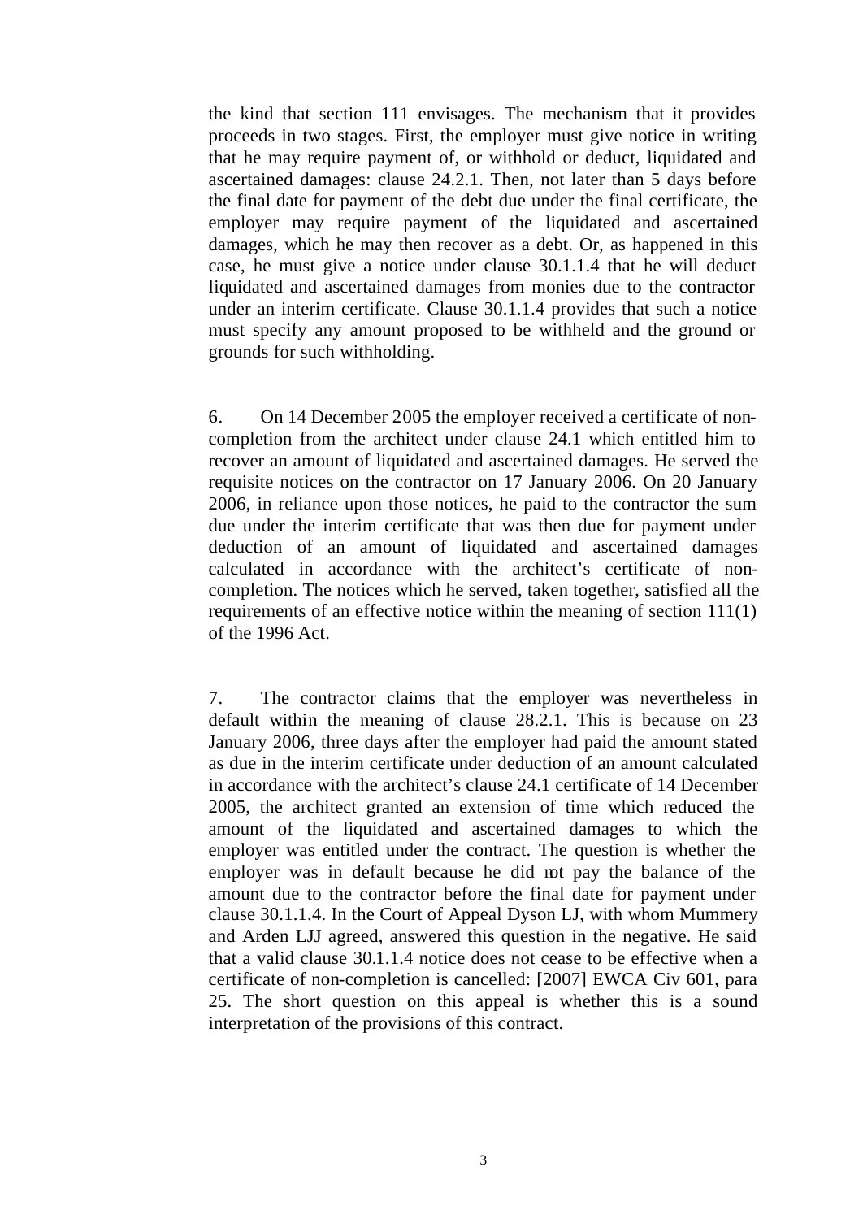the kind that section 111 envisages. The mechanism that it provides proceeds in two stages. First, the employer must give notice in writing that he may require payment of, or withhold or deduct, liquidated and ascertained damages: clause 24.2.1. Then, not later than 5 days before the final date for payment of the debt due under the final certificate, the employer may require payment of the liquidated and ascertained damages, which he may then recover as a debt. Or, as happened in this case, he must give a notice under clause 30.1.1.4 that he will deduct liquidated and ascertained damages from monies due to the contractor under an interim certificate. Clause 30.1.1.4 provides that such a notice must specify any amount proposed to be withheld and the ground or grounds for such withholding.

6. On 14 December 2005 the employer received a certificate of non-completion from the architect under clause 24.1 which entitled him to recover an amount of liquidated and ascertained damages. He served the requisite notices on the contractor on 17 January 2006. On 20 January 2006, in reliance upon those notices, he paid to the contractor the sum due under the interim certificate that was then due for payment under deduction of an amount of liquidated and ascertained damages calculated in accordance with the architect's certificate of non-completion. The notices which he served, taken together, satisfied all the requirements of an effective notice within the meaning of section 111(1) of the 1996 Act.

7. The contractor claims that the employer was nevertheless in default within the meaning of clause 28.2.1. This is because on 23 January 2006, three days after the employer had paid the amount stated as due in the interim certificate under deduction of an amount calculated in accordance with the architect's clause 24.1 certificate of 14 December 2005, the architect granted an extension of time which reduced the amount of the liquidated and ascertained damages to which the employer was entitled under the contract. The question is whether the employer was in default because he did not pay the balance of the amount due to the contractor before the final date for payment under clause 30.1.1.4. In the Court of Appeal Dyson LJ, with whom Mummery and Arden LJJ agreed, answered this question in the negative. He said that a valid clause 30.1.1.4 notice does not cease to be effective when a certificate of non-completion is cancelled: [2007] EWCA Civ 601, para 25. The short question on this appeal is whether this is a sound interpretation of the provisions of this contract.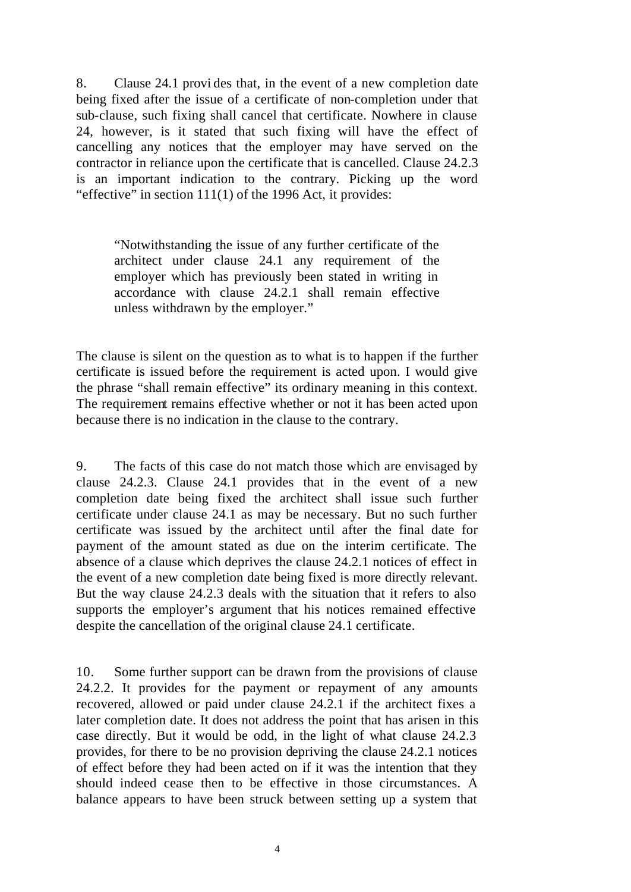8. Clause 24.1 provides that, in the event of a new completion date being fixed after the issue of a certificate of non-completion under that sub-clause, such fixing shall cancel that certificate. Nowhere in clause 24, however, is it stated that such fixing will have the effect of cancelling any notices that the employer may have served on the contractor in reliance upon the certificate that is cancelled. Clause 24.2.3 is an important indication to the contrary. Picking up the word "effective" in section 111(1) of the 1996 Act, it provides:

> "Notwithstanding the issue of any further certificate of the architect under clause 24.1 any requirement of the employer which has previously been stated in writing in accordance with clause 24.2.1 shall remain effective unless withdrawn by the employer."

The clause is silent on the question as to what is to happen if the further certificate is issued before the requirement is acted upon. I would give the phrase "shall remain effective" its ordinary meaning in this context. The requirement remains effective whether or not it has been acted upon because there is no indication in the clause to the contrary.

9. The facts of this case do not match those which are envisaged by clause 24.2.3. Clause 24.1 provides that in the event of a new completion date being fixed the architect shall issue such further certificate under clause 24.1 as may be necessary. But no such further certificate was issued by the architect until after the final date for payment of the amount stated as due on the interim certificate. The absence of a clause which deprives the clause 24.2.1 notices of effect in the event of a new completion date being fixed is more directly relevant. But the way clause 24.2.3 deals with the situation that it refers to also supports the employer's argument that his notices remained effective despite the cancellation of the original clause 24.1 certificate.

10. Some further support can be drawn from the provisions of clause 24.2.2. It provides for the payment or repayment of any amounts recovered, allowed or paid under clause 24.2.1 if the architect fixes a later completion date. It does not address the point that has arisen in this case directly. But it would be odd, in the light of what clause 24.2.3 provides, for there to be no provision depriving the clause 24.2.1 notices of effect before they had been acted on if it was the intention that they should indeed cease then to be effective in those circumstances. A balance appears to have been struck between setting up a system that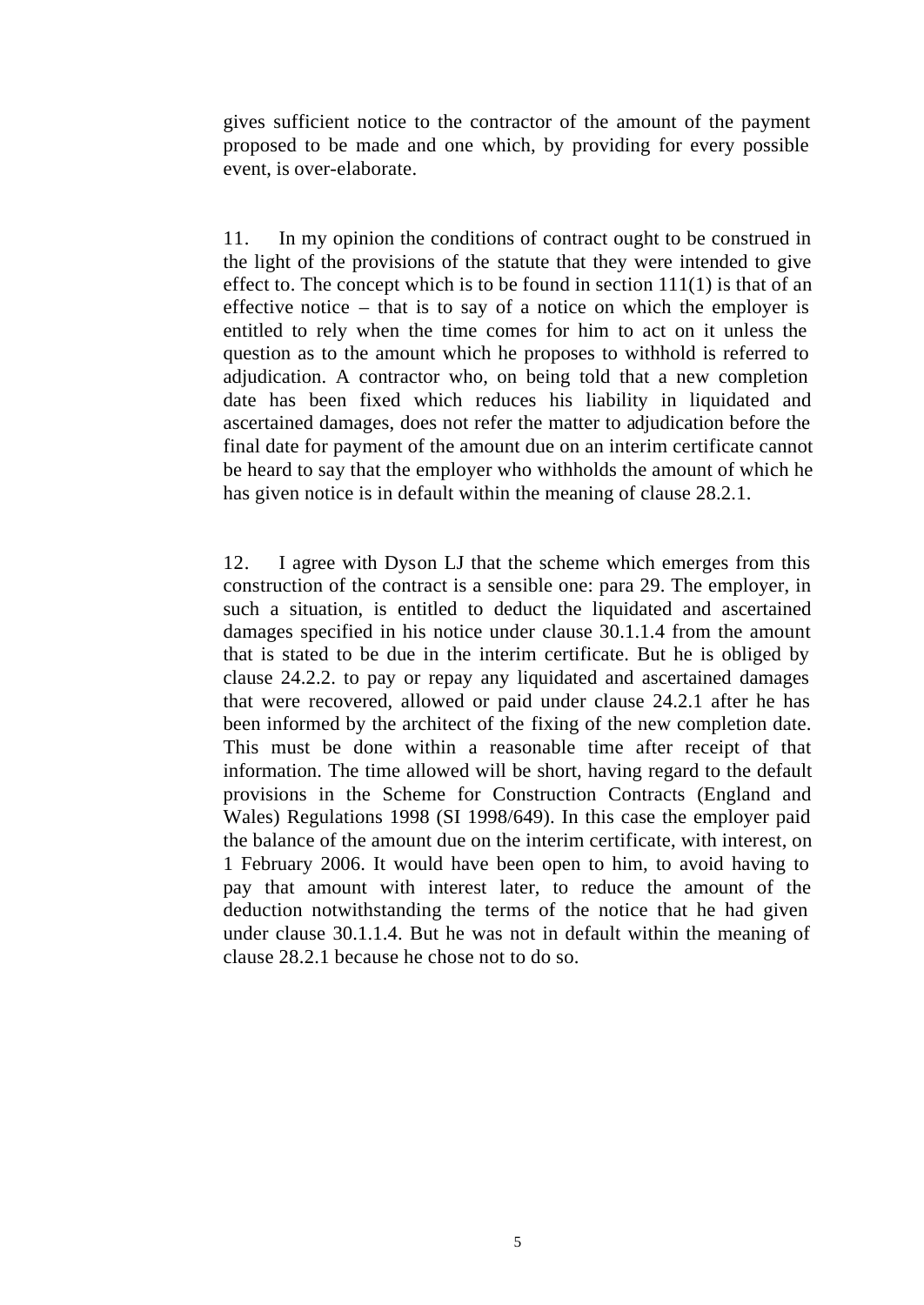gives sufficient notice to the contractor of the amount of the payment proposed to be made and one which, by providing for every possible event, is over-elaborate.

11. In my opinion the conditions of contract ought to be construed in the light of the provisions of the statute that they were intended to give effect to. The concept which is to be found in section 111(1) is that of an effective notice – that is to say of a notice on which the employer is entitled to rely when the time comes for him to act on it unless the question as to the amount which he proposes to withhold is referred to adjudication. A contractor who, on being told that a new completion date has been fixed which reduces his liability in liquidated and ascertained damages, does not refer the matter to adjudication before the final date for payment of the amount due on an interim certificate cannot be heard to say that the employer who withholds the amount of which he has given notice is in default within the meaning of clause 28.2.1.

12. I agree with Dyson LJ that the scheme which emerges from this construction of the contract is a sensible one: para 29. The employer, in such a situation, is entitled to deduct the liquidated and ascertained damages specified in his notice under clause 30.1.1.4 from the amount that is stated to be due in the interim certificate. But he is obliged by clause 24.2.2. to pay or repay any liquidated and ascertained damages that were recovered, allowed or paid under clause 24.2.1 after he has been informed by the architect of the fixing of the new completion date. This must be done within a reasonable time after receipt of that information. The time allowed will be short, having regard to the default provisions in the Scheme for Construction Contracts (England and Wales) Regulations 1998 (SI 1998/649). In this case the employer paid the balance of the amount due on the interim certificate, with interest, on 1 February 2006. It would have been open to him, to avoid having to pay that amount with interest later, to reduce the amount of the deduction notwithstanding the terms of the notice that he had given under clause 30.1.1.4. But he was not in default within the meaning of clause 28.2.1 because he chose not to do so.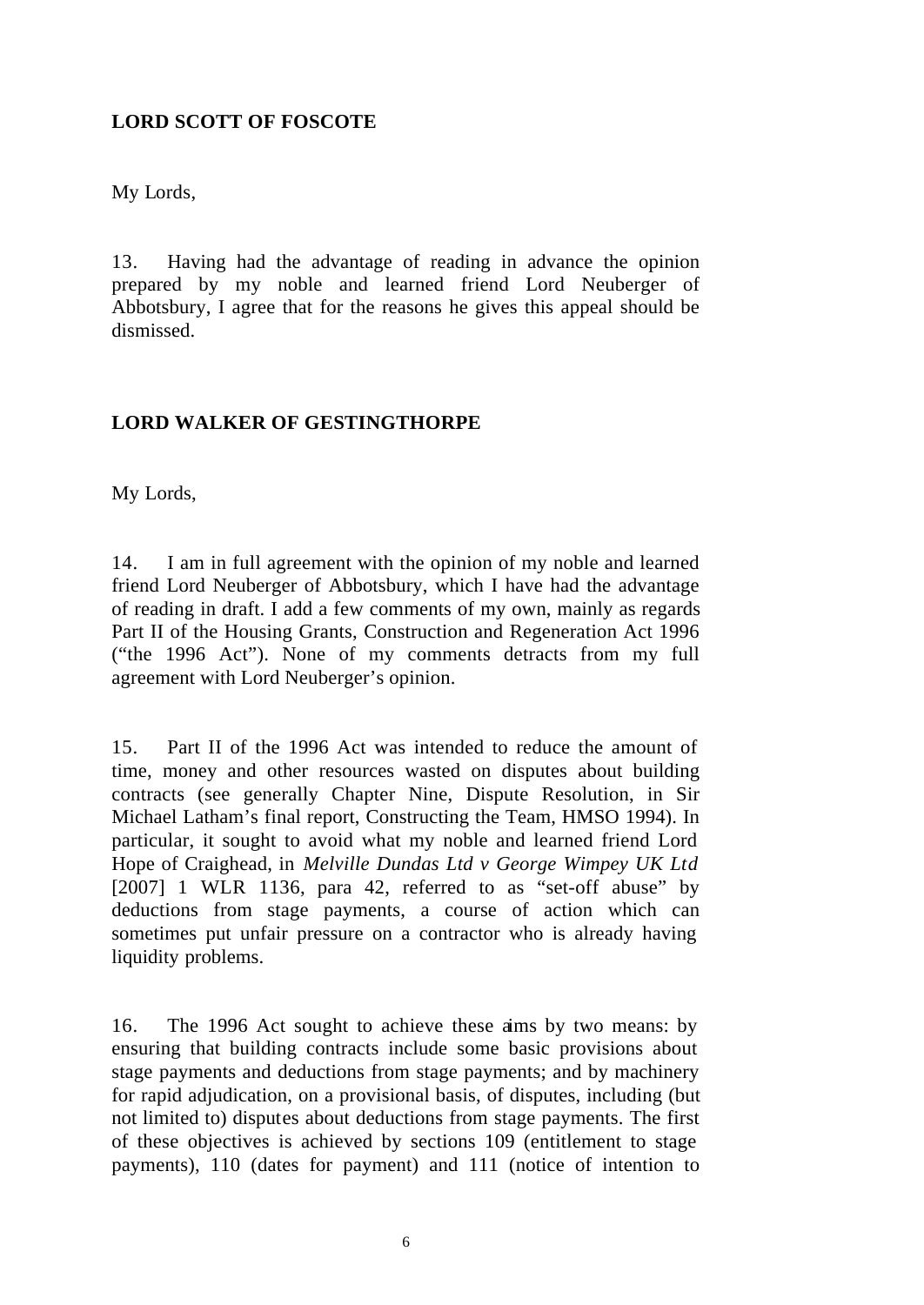**LORD SCOTT OF FOSCOTE**

My Lords,

13. Having had the advantage of reading in advance the opinion prepared by my noble and learned friend Lord Neuberger of Abbotsbury, I agree that for the reasons he gives this appeal should be dismissed.

**LORD WALKER OF GESTINGTHORPE**

My Lords,

14. I am in full agreement with the opinion of my noble and learned friend Lord Neuberger of Abbotsbury, which I have had the advantage of reading in draft. I add a few comments of my own, mainly as regards Part II of the Housing Grants, Construction and Regeneration Act 1996 ("the 1996 Act"). None of my comments detracts from my full agreement with Lord Neuberger's opinion.

15. Part II of the 1996 Act was intended to reduce the amount of time, money and other resources wasted on disputes about building contracts (see generally Chapter Nine, Dispute Resolution, in Sir Michael Latham's final report, Constructing the Team, HMSO 1994). In particular, it sought to avoid what my noble and learned friend Lord Hope of Craighead, in *Melville Dundas Ltd v George Wimpey UK Ltd* [2007] 1 WLR 1136, para 42, referred to as "set-off abuse" by deductions from stage payments, a course of action which can sometimes put unfair pressure on a contractor who is already having liquidity problems.

16. The 1996 Act sought to achieve these aims by two means: by ensuring that building contracts include some basic provisions about stage payments and deductions from stage payments; and by machinery for rapid adjudication, on a provisional basis, of disputes, including (but not limited to) disputes about deductions from stage payments. The first of these objectives is achieved by sections 109 (entitlement to stage payments), 110 (dates for payment) and 111 (notice of intention to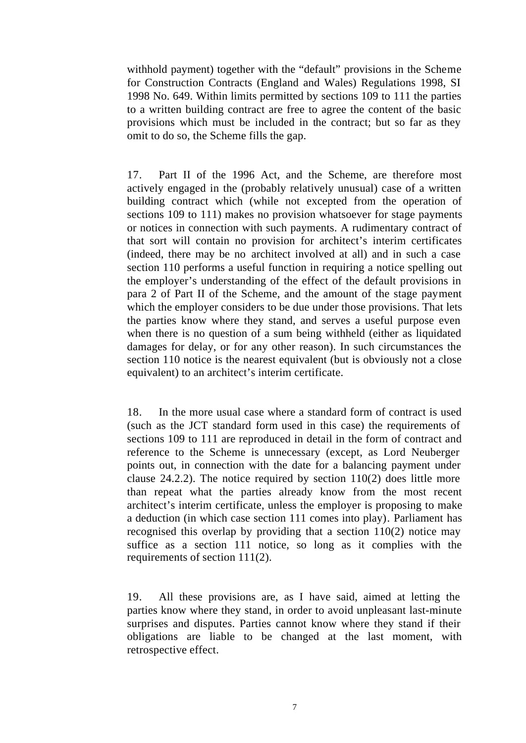withhold payment) together with the "default" provisions in the Scheme for Construction Contracts (England and Wales) Regulations 1998, SI 1998 No. 649. Within limits permitted by sections 109 to 111 the parties to a written building contract are free to agree the content of the basic provisions which must be included in the contract; but so far as they omit to do so, the Scheme fills the gap.

17. Part II of the 1996 Act, and the Scheme, are therefore most actively engaged in the (probably relatively unusual) case of a written building contract which (while not excepted from the operation of sections 109 to 111) makes no provision whatsoever for stage payments or notices in connection with such payments. A rudimentary contract of that sort will contain no provision for architect's interim certificates (indeed, there may be no architect involved at all) and in such a case section 110 performs a useful function in requiring a notice spelling out the employer's understanding of the effect of the default provisions in para 2 of Part II of the Scheme, and the amount of the stage payment which the employer considers to be due under those provisions. That lets the parties know where they stand, and serves a useful purpose even when there is no question of a sum being withheld (either as liquidated damages for delay, or for any other reason). In such circumstances the section 110 notice is the nearest equivalent (but is obviously not a close equivalent) to an architect's interim certificate.

18. In the more usual case where a standard form of contract is used (such as the JCT standard form used in this case) the requirements of sections 109 to 111 are reproduced in detail in the form of contract and reference to the Scheme is unnecessary (except, as Lord Neuberger points out, in connection with the date for a balancing payment under clause 24.2.2). The notice required by section 110(2) does little more than repeat what the parties already know from the most recent architect's interim certificate, unless the employer is proposing to make a deduction (in which case section 111 comes into play). Parliament has recognised this overlap by providing that a section 110(2) notice may suffice as a section 111 notice, so long as it complies with the requirements of section 111(2).

19. All these provisions are, as I have said, aimed at letting the parties know where they stand, in order to avoid unpleasant last-minute surprises and disputes. Parties cannot know where they stand if their obligations are liable to be changed at the last moment, with retrospective effect.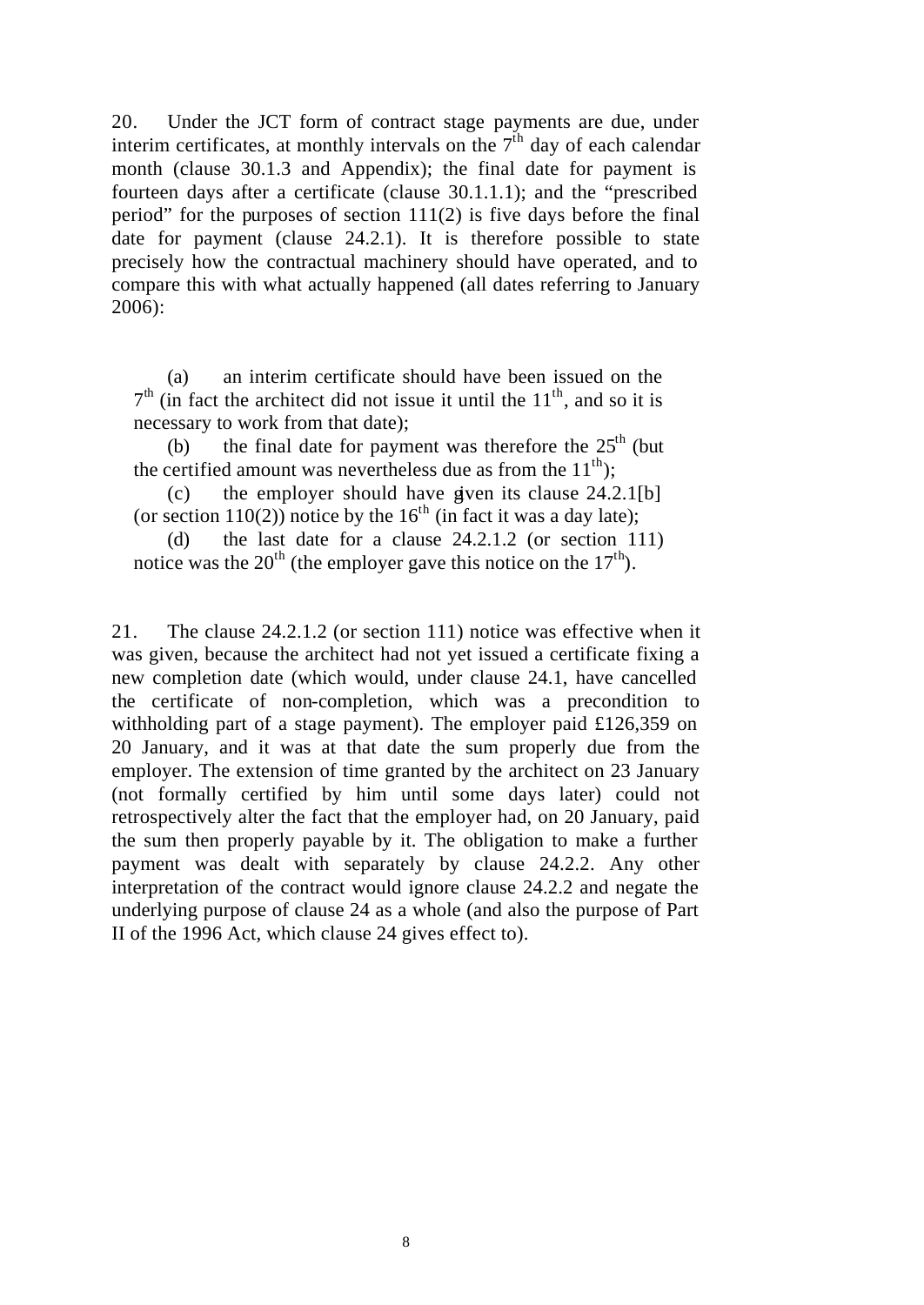20. Under the JCT form of contract stage payments are due, under interim certificates, at monthly intervals on the $7^{th}$ day of each calendar month (clause 30.1.3 and Appendix); the final date for payment is fourteen days after a certificate (clause 30.1.1.1); and the "prescribed period" for the purposes of section 111(2) is five days before the final date for payment (clause 24.2.1). It is therefore possible to state precisely how the contractual machinery should have operated, and to compare this with what actually happened (all dates referring to January 2006):

(a) an interim certificate should have been issued on the $7^{th}$ (in fact the architect did not issue it until the $11^{th}$, and so it is necessary to work from that date);

(b) the final date for payment was therefore the $25^{th}$ (but the certified amount was nevertheless due as from the $11^{th}$);

(c) the employer should have given its clause 24.2.1[b] (or section 110(2)) notice by the $16^{th}$ (in fact it was a day late);

(d) the last date for a clause 24.2.1.2 (or section 111) notice was the $20^{th}$ (the employer gave this notice on the $17^{th}$).

21. The clause 24.2.1.2 (or section 111) notice was effective when it was given, because the architect had not yet issued a certificate fixing a new completion date (which would, under clause 24.1, have cancelled the certificate of non-completion, which was a precondition to withholding part of a stage payment). The employer paid £126,359 on 20 January, and it was at that date the sum properly due from the employer. The extension of time granted by the architect on 23 January (not formally certified by him until some days later) could not retrospectively alter the fact that the employer had, on 20 January, paid the sum then properly payable by it. The obligation to make a further payment was dealt with separately by clause 24.2.2. Any other interpretation of the contract would ignore clause 24.2.2 and negate the underlying purpose of clause 24 as a whole (and also the purpose of Part II of the 1996 Act, which clause 24 gives effect to).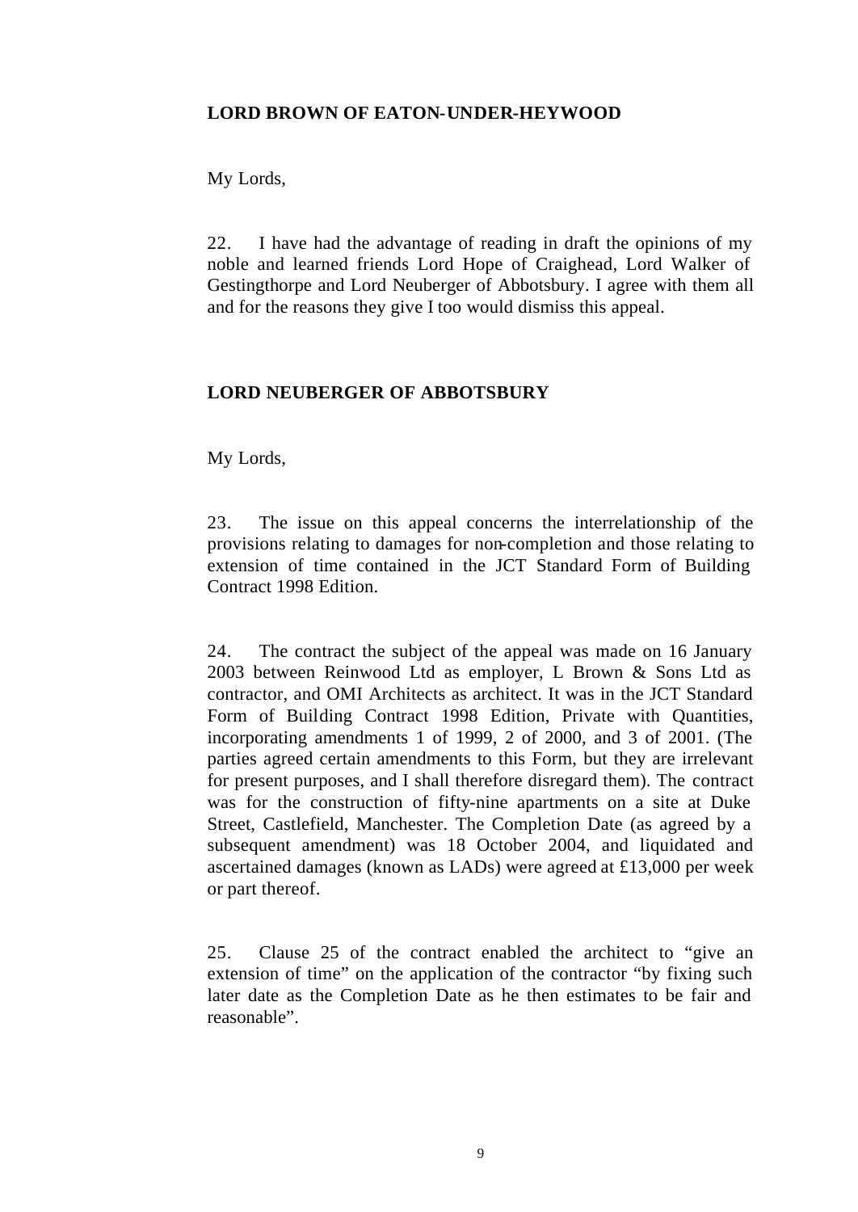**LORD BROWN OF EATON-UNDER-HEYWOOD**

My Lords,

22. I have had the advantage of reading in draft the opinions of my noble and learned friends Lord Hope of Craighead, Lord Walker of Gestingthorpe and Lord Neuberger of Abbotsbury. I agree with them all and for the reasons they give I too would dismiss this appeal.

**LORD NEUBERGER OF ABBOTSBURY**

My Lords,

23. The issue on this appeal concerns the interrelationship of the provisions relating to damages for non-completion and those relating to extension of time contained in the JCT Standard Form of Building Contract 1998 Edition.

24. The contract the subject of the appeal was made on 16 January 2003 between Reinwood Ltd as employer, L Brown & Sons Ltd as contractor, and OMI Architects as architect. It was in the JCT Standard Form of Building Contract 1998 Edition, Private with Quantities, incorporating amendments 1 of 1999, 2 of 2000, and 3 of 2001. (The parties agreed certain amendments to this Form, but they are irrelevant for present purposes, and I shall therefore disregard them). The contract was for the construction of fifty-nine apartments on a site at Duke Street, Castlefield, Manchester. The Completion Date (as agreed by a subsequent amendment) was 18 October 2004, and liquidated and ascertained damages (known as LADs) were agreed at £13,000 per week or part thereof.

25. Clause 25 of the contract enabled the architect to "give an extension of time" on the application of the contractor "by fixing such later date as the Completion Date as he then estimates to be fair and reasonable".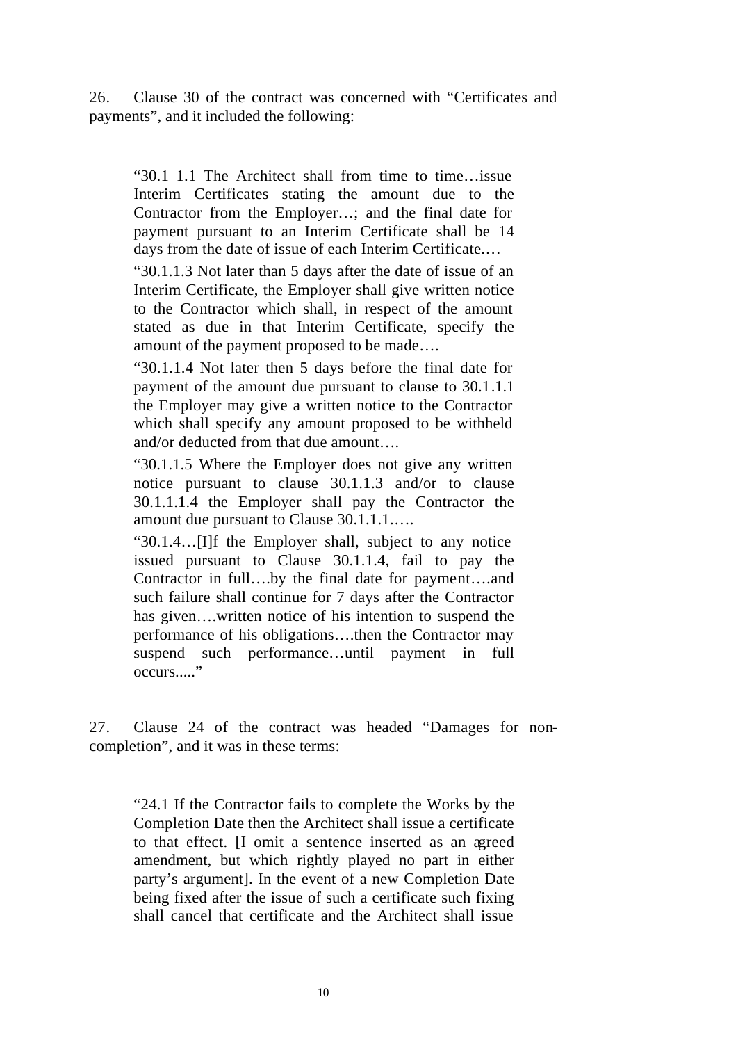26. Clause 30 of the contract was concerned with "Certificates and payments", and it included the following:

> "30.1 1.1 The Architect shall from time to time…issue Interim Certificates stating the amount due to the Contractor from the Employer…; and the final date for payment pursuant to an Interim Certificate shall be 14 days from the date of issue of each Interim Certificate.…
>
> "30.1.1.3 Not later than 5 days after the date of issue of an Interim Certificate, the Employer shall give written notice to the Contractor which shall, in respect of the amount stated as due in that Interim Certificate, specify the amount of the payment proposed to be made….
>
> "30.1.1.4 Not later then 5 days before the final date for payment of the amount due pursuant to clause to 30.1.1.1 the Employer may give a written notice to the Contractor which shall specify any amount proposed to be withheld and/or deducted from that due amount….
>
> "30.1.1.5 Where the Employer does not give any written notice pursuant to clause 30.1.1.3 and/or to clause 30.1.1.1.4 the Employer shall pay the Contractor the amount due pursuant to Clause 30.1.1.1.….
>
> "30.1.4…[I]f the Employer shall, subject to any notice issued pursuant to Clause 30.1.1.4, fail to pay the Contractor in full….by the final date for payment….and such failure shall continue for 7 days after the Contractor has given….written notice of his intention to suspend the performance of his obligations….then the Contractor may suspend such performance…until payment in full occurs....."

27. Clause 24 of the contract was headed "Damages for non-completion", and it was in these terms:

> "24.1 If the Contractor fails to complete the Works by the Completion Date then the Architect shall issue a certificate to that effect. [I omit a sentence inserted as an agreed amendment, but which rightly played no part in either party's argument]. In the event of a new Completion Date being fixed after the issue of such a certificate such fixing shall cancel that certificate and the Architect shall issue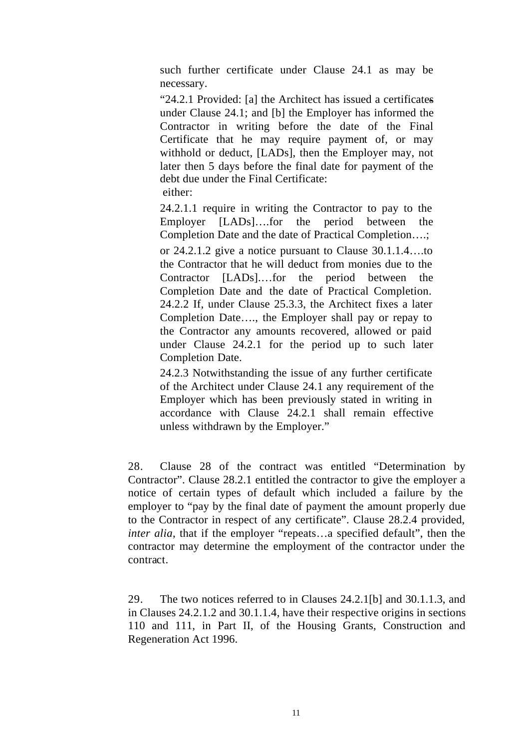> such further certificate under Clause 24.1 as may be necessary.
>
> "24.2.1 Provided: [a] the Architect has issued a certificates under Clause 24.1; and [b] the Employer has informed the Contractor in writing before the date of the Final Certificate that he may require payment of, or may withhold or deduct, [LADs], then the Employer may, not later then 5 days before the final date for payment of the debt due under the Final Certificate:
>
> either:
>
> 24.2.1.1 require in writing the Contractor to pay to the Employer [LADs]….for the period between the Completion Date and the date of Practical Completion….;
>
> or 24.2.1.2 give a notice pursuant to Clause 30.1.1.4….to the Contractor that he will deduct from monies due to the Contractor [LADs].…for the period between the Completion Date and the date of Practical Completion.
>
> 24.2.2 If, under Clause 25.3.3, the Architect fixes a later Completion Date…., the Employer shall pay or repay to the Contractor any amounts recovered, allowed or paid under Clause 24.2.1 for the period up to such later Completion Date.
>
> 24.2.3 Notwithstanding the issue of any further certificate of the Architect under Clause 24.1 any requirement of the Employer which has been previously stated in writing in accordance with Clause 24.2.1 shall remain effective unless withdrawn by the Employer."

28. Clause 28 of the contract was entitled "Determination by Contractor". Clause 28.2.1 entitled the contractor to give the employer a notice of certain types of default which included a failure by the employer to "pay by the final date of payment the amount properly due to the Contractor in respect of any certificate". Clause 28.2.4 provided, *inter alia*, that if the employer "repeats…a specified default", then the contractor may determine the employment of the contractor under the contract.

29. The two notices referred to in Clauses 24.2.1[b] and 30.1.1.3, and in Clauses 24.2.1.2 and 30.1.1.4, have their respective origins in sections 110 and 111, in Part II, of the Housing Grants, Construction and Regeneration Act 1996.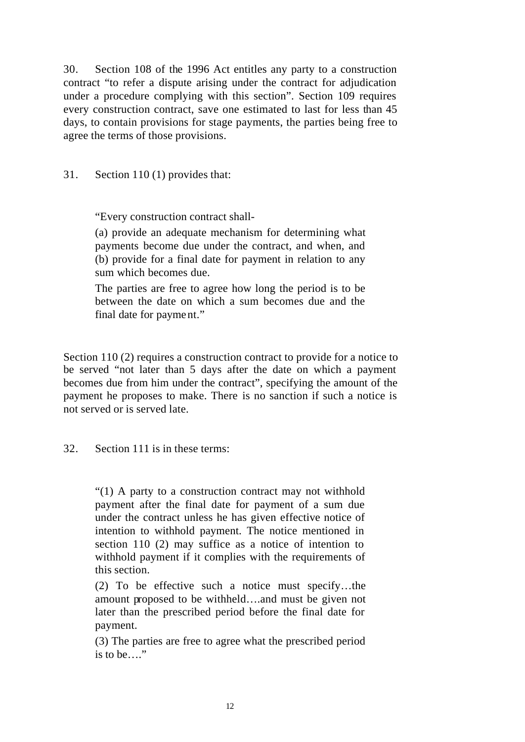30. Section 108 of the 1996 Act entitles any party to a construction contract "to refer a dispute arising under the contract for adjudication under a procedure complying with this section". Section 109 requires every construction contract, save one estimated to last for less than 45 days, to contain provisions for stage payments, the parties being free to agree the terms of those provisions.

31. Section 110 (1) provides that:

> "Every construction contract shall-
>
> (a) provide an adequate mechanism for determining what payments become due under the contract, and when, and
> (b) provide for a final date for payment in relation to any sum which becomes due.
>
> The parties are free to agree how long the period is to be between the date on which a sum becomes due and the final date for payment."

Section 110 (2) requires a construction contract to provide for a notice to be served "not later than 5 days after the date on which a payment becomes due from him under the contract", specifying the amount of the payment he proposes to make. There is no sanction if such a notice is not served or is served late.

32. Section 111 is in these terms:

> "(1) A party to a construction contract may not withhold payment after the final date for payment of a sum due under the contract unless he has given effective notice of intention to withhold payment. The notice mentioned in section 110 (2) may suffice as a notice of intention to withhold payment if it complies with the requirements of this section.
>
> (2) To be effective such a notice must specify…the amount proposed to be withheld….and must be given not later than the prescribed period before the final date for payment.
>
> (3) The parties are free to agree what the prescribed period is to be…."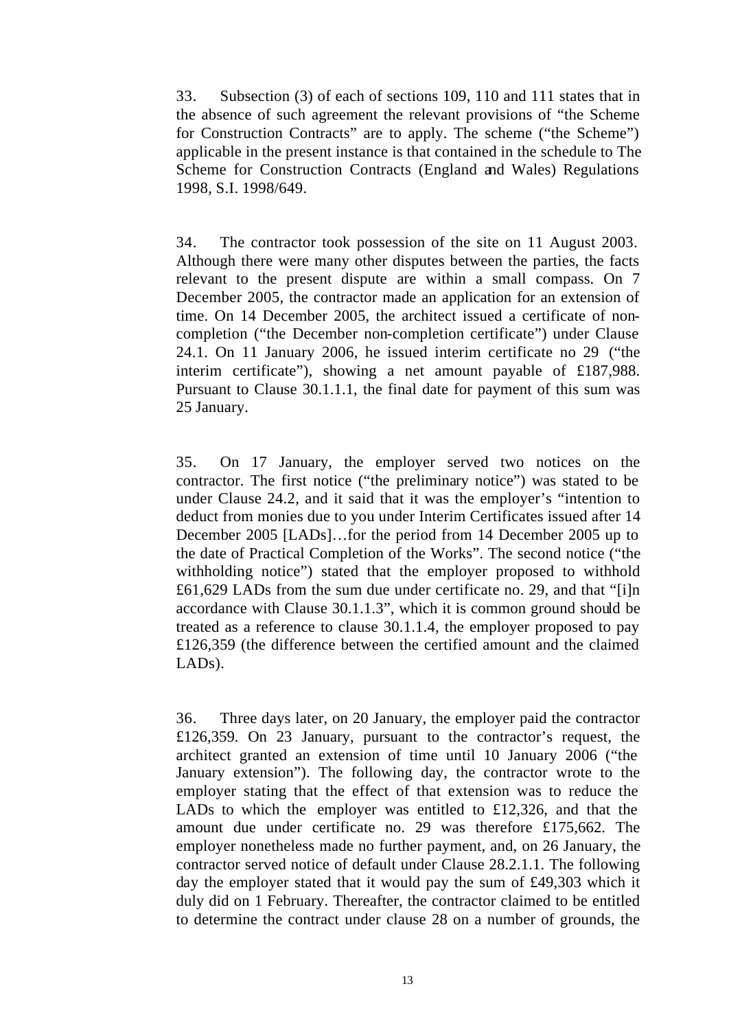33. Subsection (3) of each of sections 109, 110 and 111 states that in the absence of such agreement the relevant provisions of "the Scheme for Construction Contracts" are to apply. The scheme ("the Scheme") applicable in the present instance is that contained in the schedule to The Scheme for Construction Contracts (England and Wales) Regulations 1998, S.I. 1998/649.

34. The contractor took possession of the site on 11 August 2003. Although there were many other disputes between the parties, the facts relevant to the present dispute are within a small compass. On 7 December 2005, the contractor made an application for an extension of time. On 14 December 2005, the architect issued a certificate of non-completion ("the December non-completion certificate") under Clause 24.1. On 11 January 2006, he issued interim certificate no 29 ("the interim certificate"), showing a net amount payable of £187,988. Pursuant to Clause 30.1.1.1, the final date for payment of this sum was 25 January.

35. On 17 January, the employer served two notices on the contractor. The first notice ("the preliminary notice") was stated to be under Clause 24.2, and it said that it was the employer's "intention to deduct from monies due to you under Interim Certificates issued after 14 December 2005 [LADs]…for the period from 14 December 2005 up to the date of Practical Completion of the Works". The second notice ("the withholding notice") stated that the employer proposed to withhold £61,629 LADs from the sum due under certificate no. 29, and that "[i]n accordance with Clause 30.1.1.3", which it is common ground should be treated as a reference to clause 30.1.1.4, the employer proposed to pay £126,359 (the difference between the certified amount and the claimed LADs).

36. Three days later, on 20 January, the employer paid the contractor £126,359. On 23 January, pursuant to the contractor's request, the architect granted an extension of time until 10 January 2006 ("the January extension"). The following day, the contractor wrote to the employer stating that the effect of that extension was to reduce the LADs to which the employer was entitled to £12,326, and that the amount due under certificate no. 29 was therefore £175,662. The employer nonetheless made no further payment, and, on 26 January, the contractor served notice of default under Clause 28.2.1.1. The following day the employer stated that it would pay the sum of £49,303 which it duly did on 1 February. Thereafter, the contractor claimed to be entitled to determine the contract under clause 28 on a number of grounds, the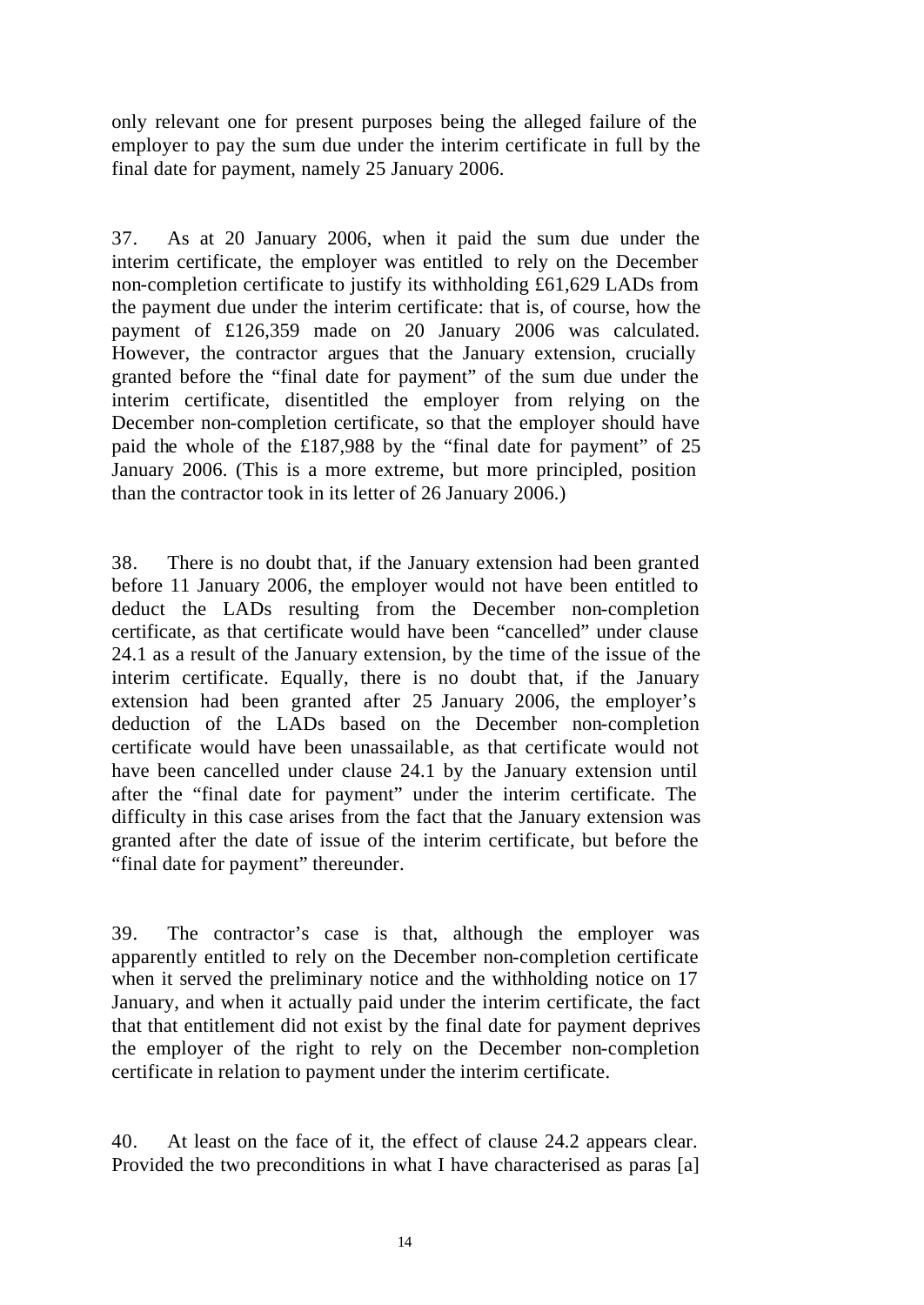only relevant one for present purposes being the alleged failure of the employer to pay the sum due under the interim certificate in full by the final date for payment, namely 25 January 2006.

37. As at 20 January 2006, when it paid the sum due under the interim certificate, the employer was entitled to rely on the December non-completion certificate to justify its withholding £61,629 LADs from the payment due under the interim certificate: that is, of course, how the payment of £126,359 made on 20 January 2006 was calculated. However, the contractor argues that the January extension, crucially granted before the "final date for payment" of the sum due under the interim certificate, disentitled the employer from relying on the December non-completion certificate, so that the employer should have paid the whole of the £187,988 by the "final date for payment" of 25 January 2006. (This is a more extreme, but more principled, position than the contractor took in its letter of 26 January 2006.)

38. There is no doubt that, if the January extension had been granted before 11 January 2006, the employer would not have been entitled to deduct the LADs resulting from the December non-completion certificate, as that certificate would have been "cancelled" under clause 24.1 as a result of the January extension, by the time of the issue of the interim certificate. Equally, there is no doubt that, if the January extension had been granted after 25 January 2006, the employer's deduction of the LADs based on the December non-completion certificate would have been unassailable, as that certificate would not have been cancelled under clause 24.1 by the January extension until after the "final date for payment" under the interim certificate. The difficulty in this case arises from the fact that the January extension was granted after the date of issue of the interim certificate, but before the "final date for payment" thereunder.

39. The contractor's case is that, although the employer was apparently entitled to rely on the December non-completion certificate when it served the preliminary notice and the withholding notice on 17 January, and when it actually paid under the interim certificate, the fact that that entitlement did not exist by the final date for payment deprives the employer of the right to rely on the December non-completion certificate in relation to payment under the interim certificate.

40. At least on the face of it, the effect of clause 24.2 appears clear. Provided the two preconditions in what I have characterised as paras [a]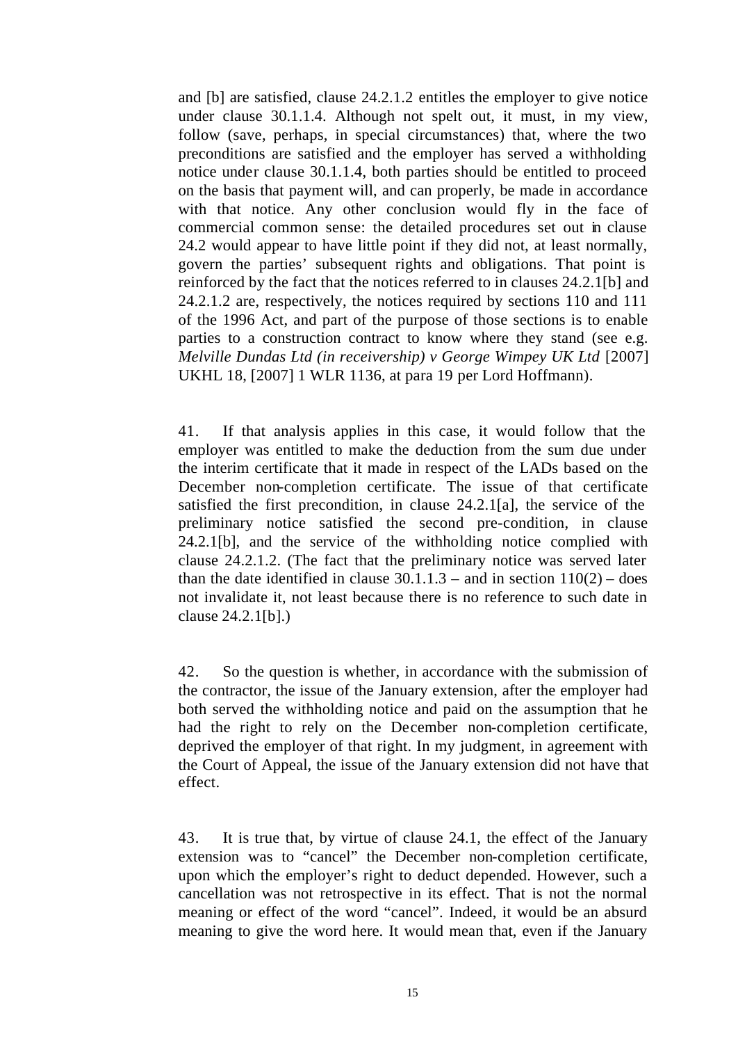and [b] are satisfied, clause 24.2.1.2 entitles the employer to give notice under clause 30.1.1.4. Although not spelt out, it must, in my view, follow (save, perhaps, in special circumstances) that, where the two preconditions are satisfied and the employer has served a withholding notice under clause 30.1.1.4, both parties should be entitled to proceed on the basis that payment will, and can properly, be made in accordance with that notice. Any other conclusion would fly in the face of commercial common sense: the detailed procedures set out in clause 24.2 would appear to have little point if they did not, at least normally, govern the parties' subsequent rights and obligations. That point is reinforced by the fact that the notices referred to in clauses 24.2.1[b] and 24.2.1.2 are, respectively, the notices required by sections 110 and 111 of the 1996 Act, and part of the purpose of those sections is to enable parties to a construction contract to know where they stand (see e.g. *Melville Dundas Ltd (in receivership) v George Wimpey UK Ltd* [2007] UKHL 18, [2007] 1 WLR 1136, at para 19 per Lord Hoffmann).

41. If that analysis applies in this case, it would follow that the employer was entitled to make the deduction from the sum due under the interim certificate that it made in respect of the LADs based on the December non-completion certificate. The issue of that certificate satisfied the first precondition, in clause 24.2.1[a], the service of the preliminary notice satisfied the second pre-condition, in clause 24.2.1[b], and the service of the withholding notice complied with clause 24.2.1.2. (The fact that the preliminary notice was served later than the date identified in clause 30.1.1.3 – and in section 110(2) – does not invalidate it, not least because there is no reference to such date in clause 24.2.1[b].)

42. So the question is whether, in accordance with the submission of the contractor, the issue of the January extension, after the employer had both served the withholding notice and paid on the assumption that he had the right to rely on the December non-completion certificate, deprived the employer of that right. In my judgment, in agreement with the Court of Appeal, the issue of the January extension did not have that effect.

43. It is true that, by virtue of clause 24.1, the effect of the January extension was to "cancel" the December non-completion certificate, upon which the employer's right to deduct depended. However, such a cancellation was not retrospective in its effect. That is not the normal meaning or effect of the word "cancel". Indeed, it would be an absurd meaning to give the word here. It would mean that, even if the January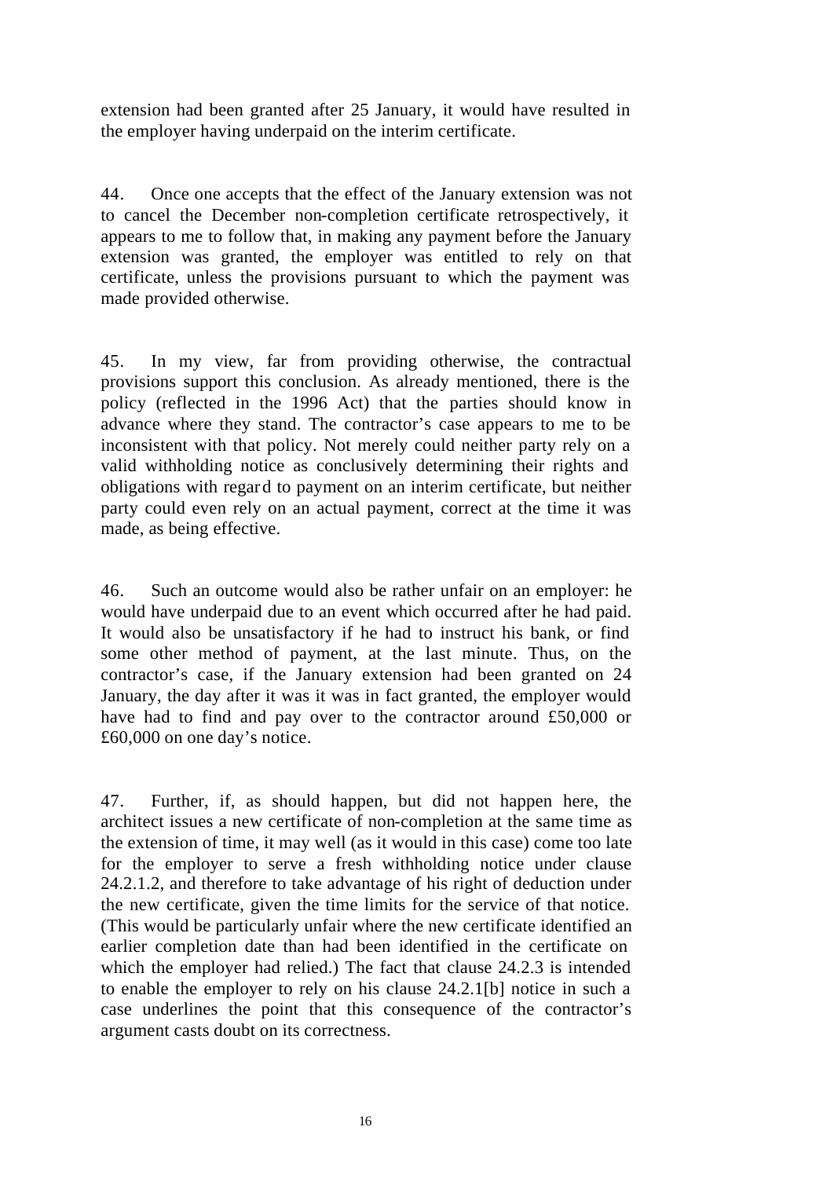extension had been granted after 25 January, it would have resulted in the employer having underpaid on the interim certificate.

44. Once one accepts that the effect of the January extension was not to cancel the December non-completion certificate retrospectively, it appears to me to follow that, in making any payment before the January extension was granted, the employer was entitled to rely on that certificate, unless the provisions pursuant to which the payment was made provided otherwise.

45. In my view, far from providing otherwise, the contractual provisions support this conclusion. As already mentioned, there is the policy (reflected in the 1996 Act) that the parties should know in advance where they stand. The contractor's case appears to me to be inconsistent with that policy. Not merely could neither party rely on a valid withholding notice as conclusively determining their rights and obligations with regard to payment on an interim certificate, but neither party could even rely on an actual payment, correct at the time it was made, as being effective.

46. Such an outcome would also be rather unfair on an employer: he would have underpaid due to an event which occurred after he had paid. It would also be unsatisfactory if he had to instruct his bank, or find some other method of payment, at the last minute. Thus, on the contractor's case, if the January extension had been granted on 24 January, the day after it was it was in fact granted, the employer would have had to find and pay over to the contractor around £50,000 or £60,000 on one day's notice.

47. Further, if, as should happen, but did not happen here, the architect issues a new certificate of non-completion at the same time as the extension of time, it may well (as it would in this case) come too late for the employer to serve a fresh withholding notice under clause 24.2.1.2, and therefore to take advantage of his right of deduction under the new certificate, given the time limits for the service of that notice. (This would be particularly unfair where the new certificate identified an earlier completion date than had been identified in the certificate on which the employer had relied.) The fact that clause 24.2.3 is intended to enable the employer to rely on his clause 24.2.1[b] notice in such a case underlines the point that this consequence of the contractor's argument casts doubt on its correctness.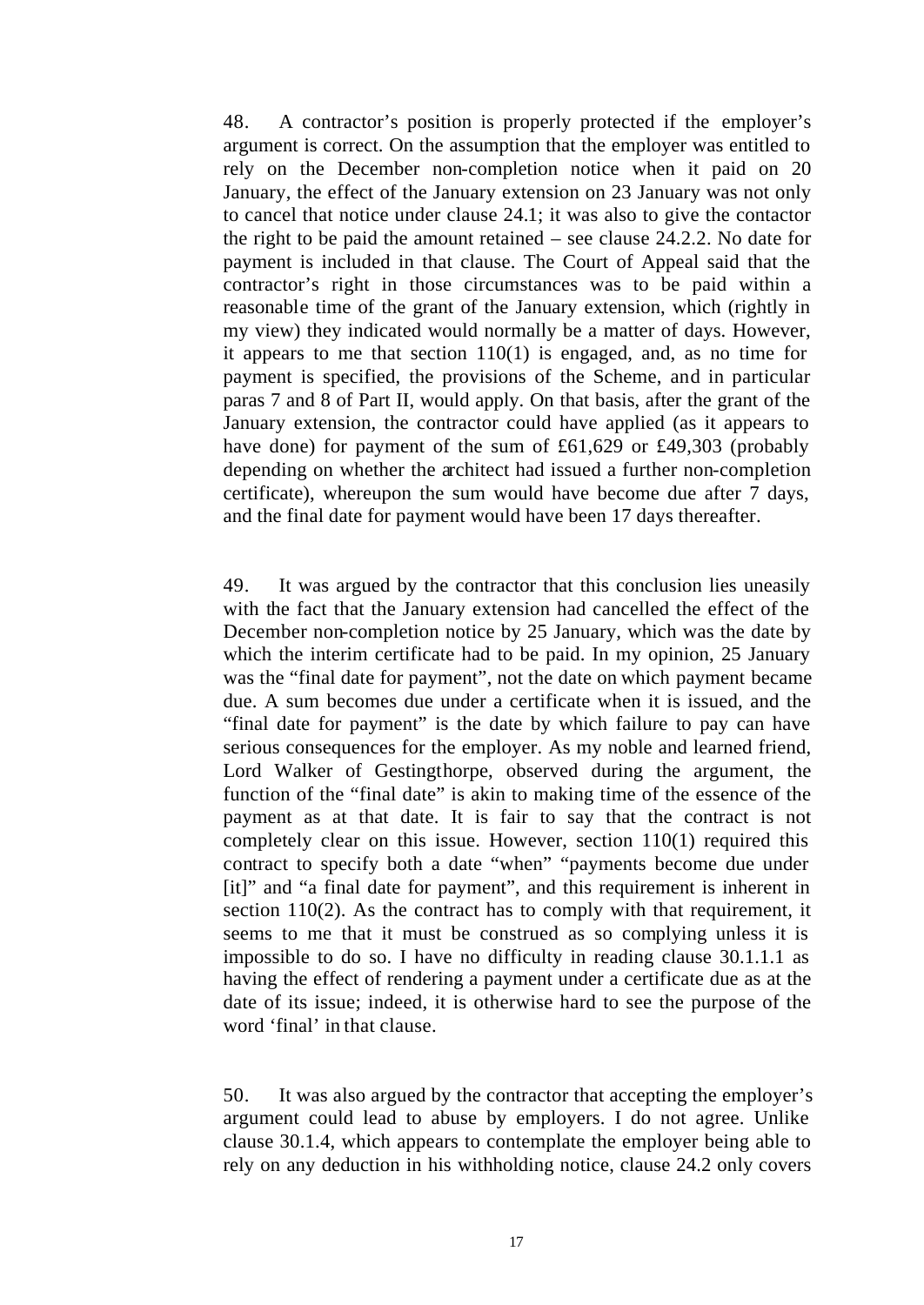48. A contractor's position is properly protected if the employer's argument is correct. On the assumption that the employer was entitled to rely on the December non-completion notice when it paid on 20 January, the effect of the January extension on 23 January was not only to cancel that notice under clause 24.1; it was also to give the contactor the right to be paid the amount retained – see clause 24.2.2. No date for payment is included in that clause. The Court of Appeal said that the contractor's right in those circumstances was to be paid within a reasonable time of the grant of the January extension, which (rightly in my view) they indicated would normally be a matter of days. However, it appears to me that section 110(1) is engaged, and, as no time for payment is specified, the provisions of the Scheme, and in particular paras 7 and 8 of Part II, would apply. On that basis, after the grant of the January extension, the contractor could have applied (as it appears to have done) for payment of the sum of £61,629 or £49,303 (probably depending on whether the architect had issued a further non-completion certificate), whereupon the sum would have become due after 7 days, and the final date for payment would have been 17 days thereafter.

49. It was argued by the contractor that this conclusion lies uneasily with the fact that the January extension had cancelled the effect of the December non-completion notice by 25 January, which was the date by which the interim certificate had to be paid. In my opinion, 25 January was the "final date for payment", not the date on which payment became due. A sum becomes due under a certificate when it is issued, and the "final date for payment" is the date by which failure to pay can have serious consequences for the employer. As my noble and learned friend, Lord Walker of Gestingthorpe, observed during the argument, the function of the "final date" is akin to making time of the essence of the payment as at that date. It is fair to say that the contract is not completely clear on this issue. However, section 110(1) required this contract to specify both a date "when" "payments become due under [it]" and "a final date for payment", and this requirement is inherent in section 110(2). As the contract has to comply with that requirement, it seems to me that it must be construed as so complying unless it is impossible to do so. I have no difficulty in reading clause 30.1.1.1 as having the effect of rendering a payment under a certificate due as at the date of its issue; indeed, it is otherwise hard to see the purpose of the word 'final' in that clause.

50. It was also argued by the contractor that accepting the employer's argument could lead to abuse by employers. I do not agree. Unlike clause 30.1.4, which appears to contemplate the employer being able to rely on any deduction in his withholding notice, clause 24.2 only covers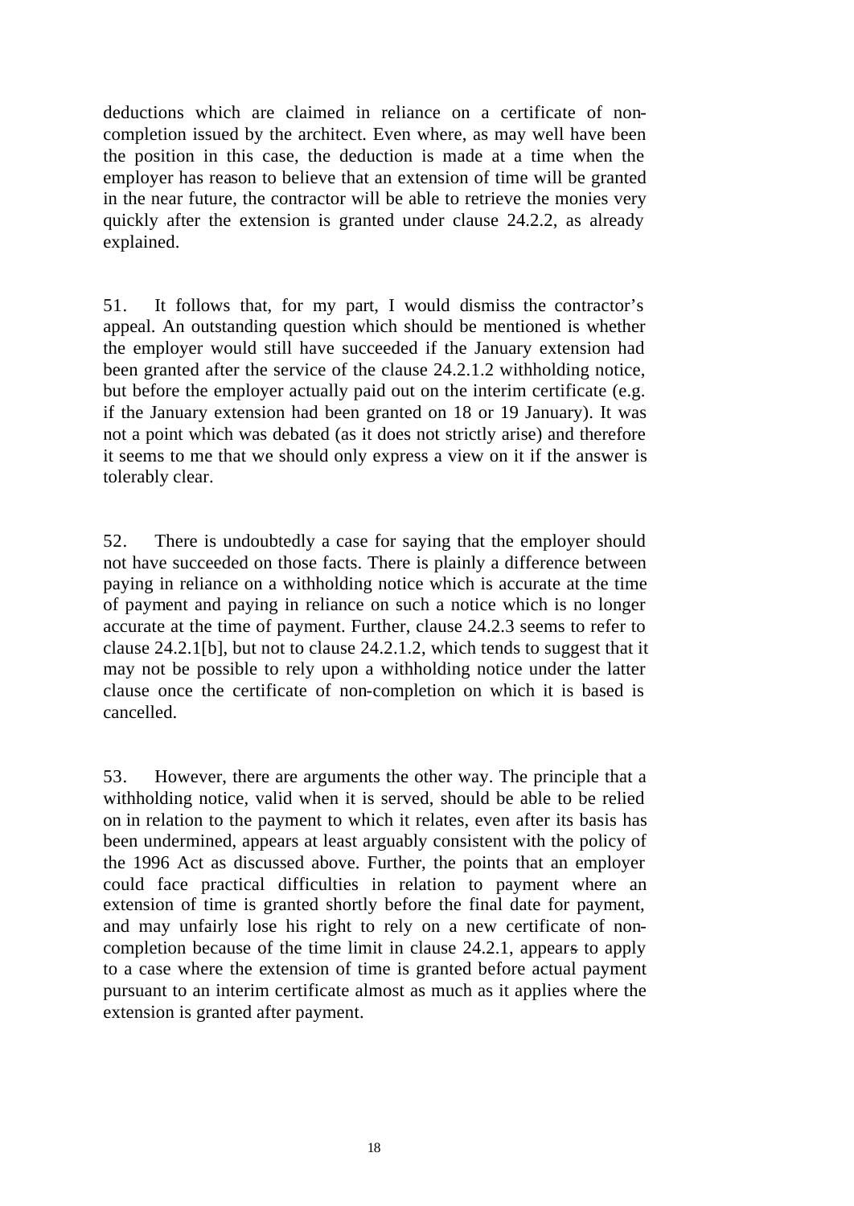deductions which are claimed in reliance on a certificate of non-completion issued by the architect. Even where, as may well have been the position in this case, the deduction is made at a time when the employer has reason to believe that an extension of time will be granted in the near future, the contractor will be able to retrieve the monies very quickly after the extension is granted under clause 24.2.2, as already explained.

51. It follows that, for my part, I would dismiss the contractor's appeal. An outstanding question which should be mentioned is whether the employer would still have succeeded if the January extension had been granted after the service of the clause 24.2.1.2 withholding notice, but before the employer actually paid out on the interim certificate (e.g. if the January extension had been granted on 18 or 19 January). It was not a point which was debated (as it does not strictly arise) and therefore it seems to me that we should only express a view on it if the answer is tolerably clear.

52. There is undoubtedly a case for saying that the employer should not have succeeded on those facts. There is plainly a difference between paying in reliance on a withholding notice which is accurate at the time of payment and paying in reliance on such a notice which is no longer accurate at the time of payment. Further, clause 24.2.3 seems to refer to clause 24.2.1[b], but not to clause 24.2.1.2, which tends to suggest that it may not be possible to rely upon a withholding notice under the latter clause once the certificate of non-completion on which it is based is cancelled.

53. However, there are arguments the other way. The principle that a withholding notice, valid when it is served, should be able to be relied on in relation to the payment to which it relates, even after its basis has been undermined, appears at least arguably consistent with the policy of the 1996 Act as discussed above. Further, the points that an employer could face practical difficulties in relation to payment where an extension of time is granted shortly before the final date for payment, and may unfairly lose his right to rely on a new certificate of non-completion because of the time limit in clause 24.2.1, appears to apply to a case where the extension of time is granted before actual payment pursuant to an interim certificate almost as much as it applies where the extension is granted after payment.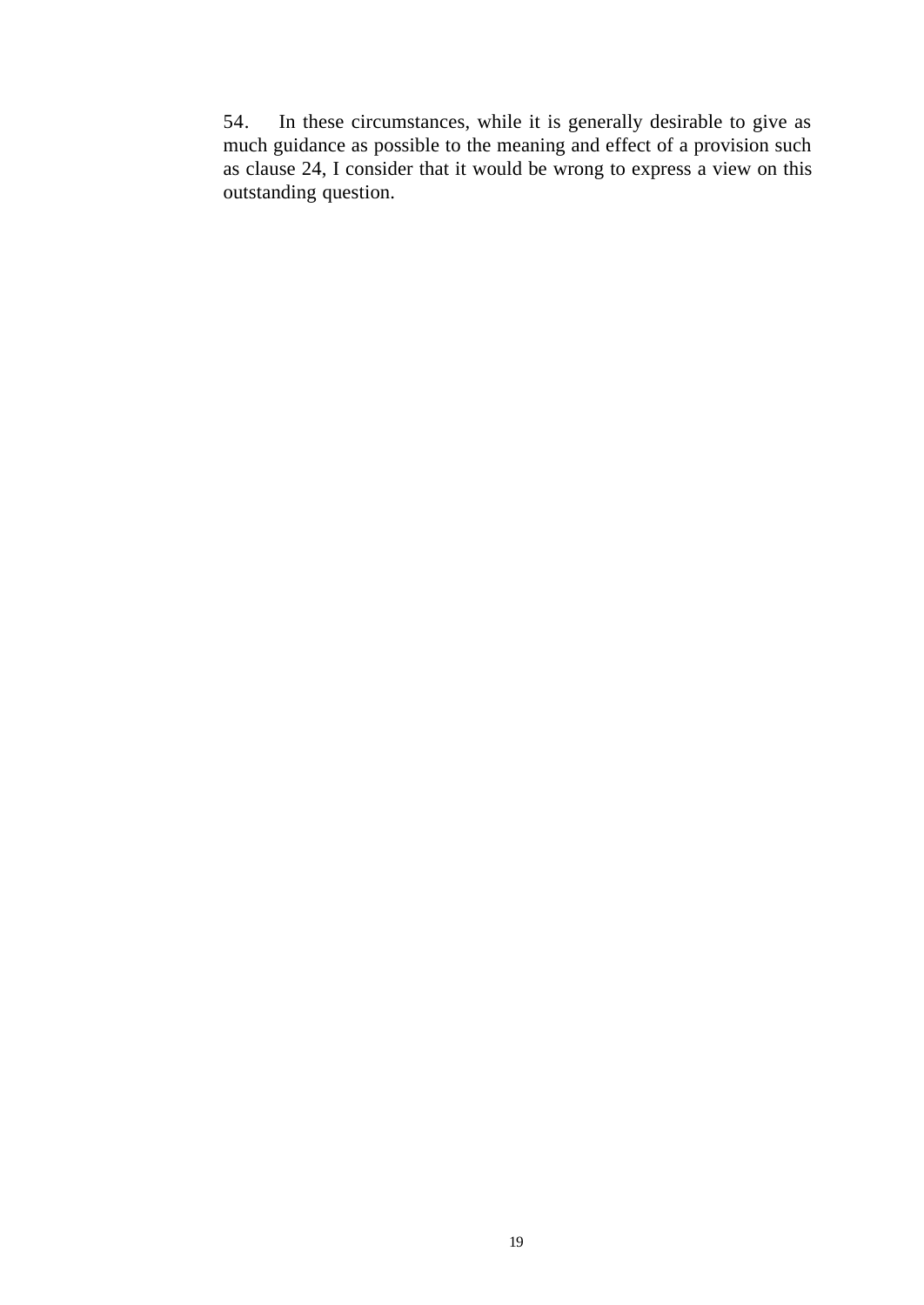54. In these circumstances, while it is generally desirable to give as much guidance as possible to the meaning and effect of a provision such as clause 24, I consider that it would be wrong to express a view on this outstanding question.